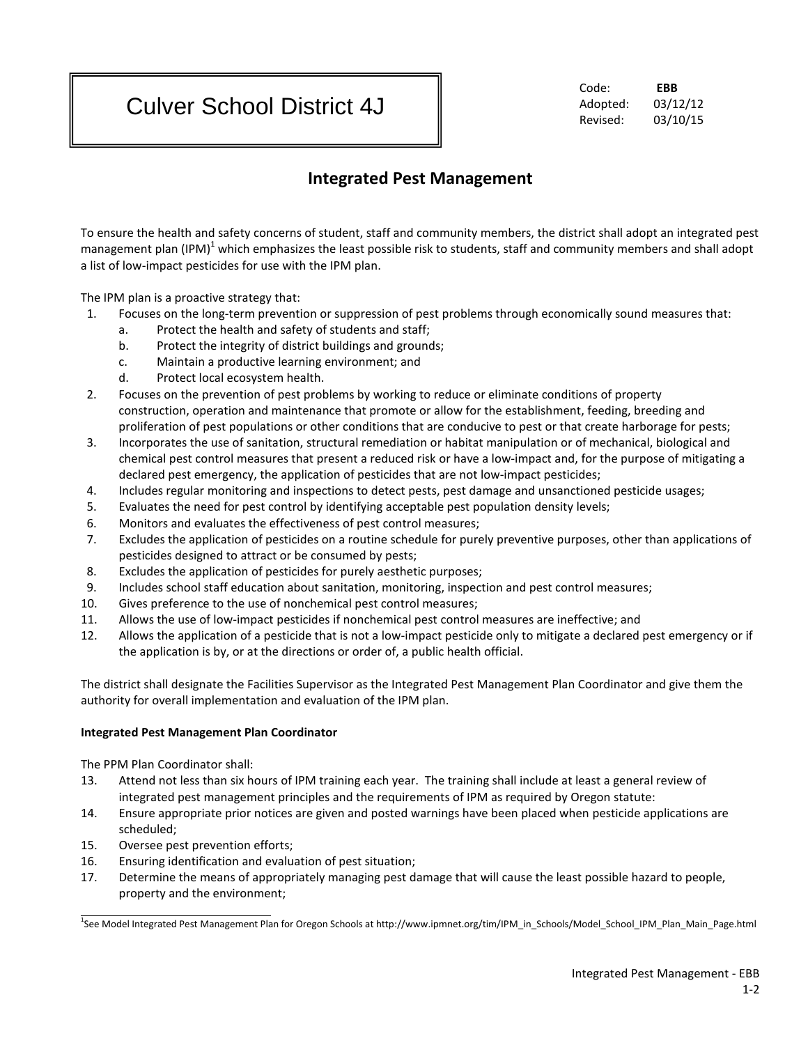# Culver School District 4J

Code: **EBB**
Adopted: 03/12/12
Revised: 03/10/15

## Integrated Pest Management

To ensure the health and safety concerns of student, staff and community members, the district shall adopt an integrated pest management plan (IPM)[1] which emphasizes the least possible risk to students, staff and community members and shall adopt a list of low-impact pesticides for use with the IPM plan.

The IPM plan is a proactive strategy that:

1. Focuses on the long-term prevention or suppression of pest problems through economically sound measures that:
   a. Protect the health and safety of students and staff;
   b. Protect the integrity of district buildings and grounds;
   c. Maintain a productive learning environment; and
   d. Protect local ecosystem health.
2. Focuses on the prevention of pest problems by working to reduce or eliminate conditions of property construction, operation and maintenance that promote or allow for the establishment, feeding, breeding and proliferation of pest populations or other conditions that are conducive to pest or that create harborage for pests;
3. Incorporates the use of sanitation, structural remediation or habitat manipulation or of mechanical, biological and chemical pest control measures that present a reduced risk or have a low-impact and, for the purpose of mitigating a declared pest emergency, the application of pesticides that are not low-impact pesticides;
4. Includes regular monitoring and inspections to detect pests, pest damage and unsanctioned pesticide usages;
5. Evaluates the need for pest control by identifying acceptable pest population density levels;
6. Monitors and evaluates the effectiveness of pest control measures;
7. Excludes the application of pesticides on a routine schedule for purely preventive purposes, other than applications of pesticides designed to attract or be consumed by pests;
8. Excludes the application of pesticides for purely aesthetic purposes;
9. Includes school staff education about sanitation, monitoring, inspection and pest control measures;
10. Gives preference to the use of nonchemical pest control measures;
11. Allows the use of low-impact pesticides if nonchemical pest control measures are ineffective; and
12. Allows the application of a pesticide that is not a low-impact pesticide only to mitigate a declared pest emergency or if the application is by, or at the directions or order of, a public health official.

The district shall designate the Facilities Supervisor as the Integrated Pest Management Plan Coordinator and give them the authority for overall implementation and evaluation of the IPM plan.

**Integrated Pest Management Plan Coordinator**

The PPM Plan Coordinator shall:

13. Attend not less than six hours of IPM training each year. The training shall include at least a general review of integrated pest management principles and the requirements of IPM as required by Oregon statute:
14. Ensure appropriate prior notices are given and posted warnings have been placed when pesticide applications are scheduled;
15. Oversee pest prevention efforts;
16. Ensuring identification and evaluation of pest situation;
17. Determine the means of appropriately managing pest damage that will cause the least possible hazard to people, property and the environment;

[1]See Model Integrated Pest Management Plan for Oregon Schools at http://www.ipmnet.org/tim/IPM_in_Schools/Model_School_IPM_Plan_Main_Page.html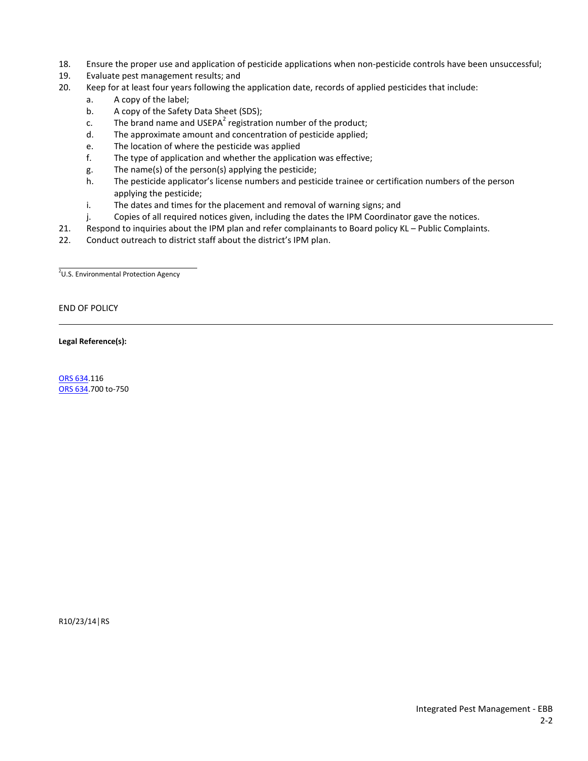18. Ensure the proper use and application of pesticide applications when non-pesticide controls have been unsuccessful;
19. Evaluate pest management results; and
20. Keep for at least four years following the application date, records of applied pesticides that include:
    a. A copy of the label;
    b. A copy of the Safety Data Sheet (SDS);
    c. The brand name and USEPA[2] registration number of the product;
    d. The approximate amount and concentration of pesticide applied;
    e. The location of where the pesticide was applied
    f. The type of application and whether the application was effective;
    g. The name(s) of the person(s) applying the pesticide;
    h. The pesticide applicator's license numbers and pesticide trainee or certification numbers of the person applying the pesticide;
    i. The dates and times for the placement and removal of warning signs; and
    j. Copies of all required notices given, including the dates the IPM Coordinator gave the notices.
21. Respond to inquiries about the IPM plan and refer complainants to Board policy KL – Public Complaints.
22. Conduct outreach to district staff about the district's IPM plan.

[2]U.S. Environmental Protection Agency

END OF POLICY

---

**Legal Reference(s):**

ORS 634.116
ORS 634.700 to-750

R10/23/14│RS